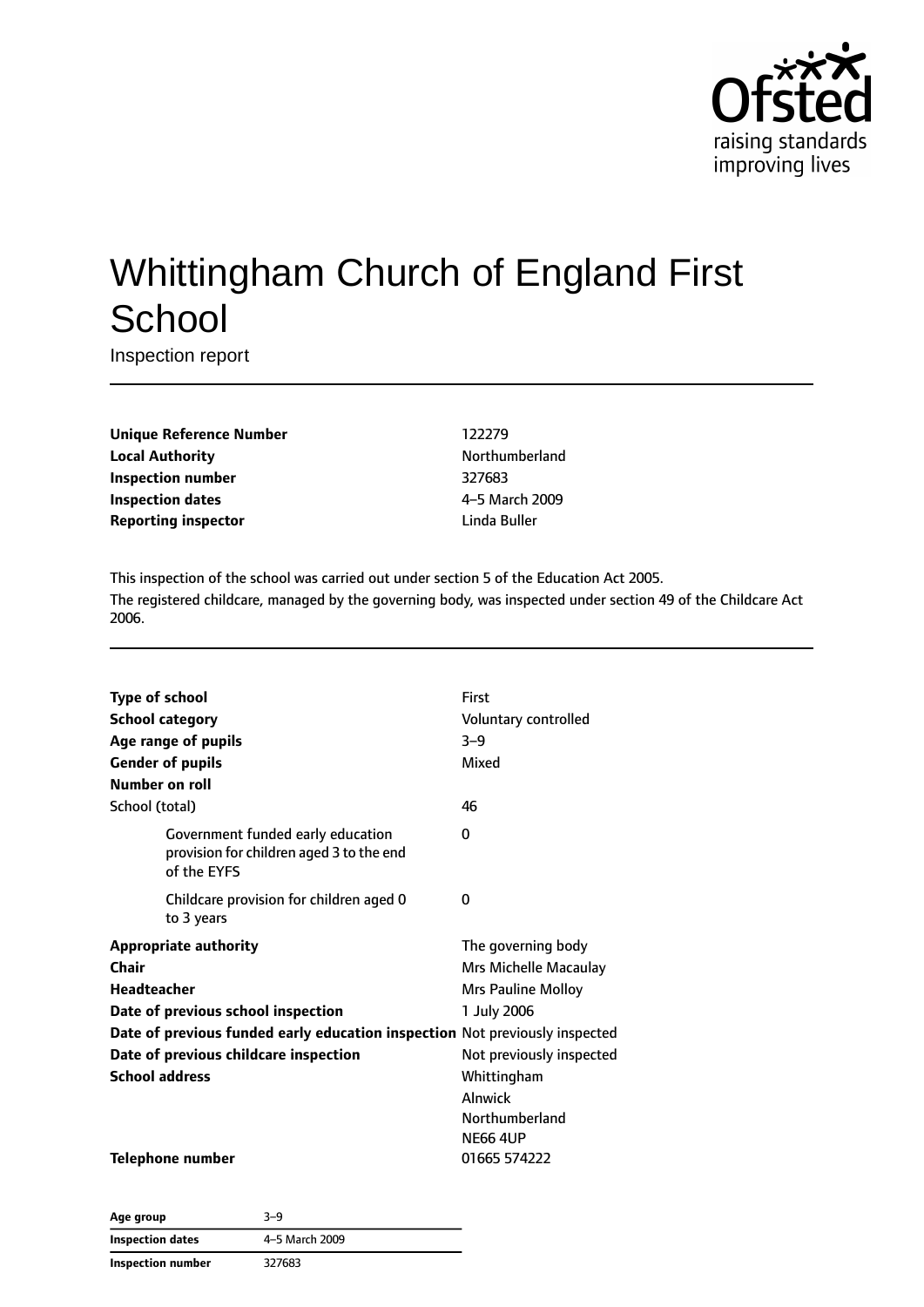# Whittingham Church of England First School

Inspection report

| | |
|---|---|
| **Unique Reference Number** | 122279 |
| **Local Authority** | Northumberland |
| **Inspection number** | 327683 |
| **Inspection dates** | 4–5 March 2009 |
| **Reporting inspector** | Linda Buller |

This inspection of the school was carried out under section 5 of the Education Act 2005.

The registered childcare, managed by the governing body, was inspected under section 49 of the Childcare Act 2006.

| | |
|---|---|
| **Type of school** | First |
| **School category** | Voluntary controlled |
| **Age range of pupils** | 3–9 |
| **Gender of pupils** | Mixed |
| **Number on roll** | |
| School (total) | 46 |
| Government funded early education provision for children aged 3 to the end of the EYFS | 0 |
| Childcare provision for children aged 0 to 3 years | 0 |
| **Appropriate authority** | The governing body |
| **Chair** | Mrs Michelle Macaulay |
| **Headteacher** | Mrs Pauline Molloy |
| **Date of previous school inspection** | 1 July 2006 |
| **Date of previous funded early education inspection** | Not previously inspected |
| **Date of previous childcare inspection** | Not previously inspected |
| **School address** | Whittingham<br>Alnwick<br>Northumberland<br>NE66 4UP |
| **Telephone number** | 01665 574222 |

| | |
|---|---|
| **Age group** | 3–9 |
| **Inspection dates** | 4–5 March 2009 |
| **Inspection number** | 327683 |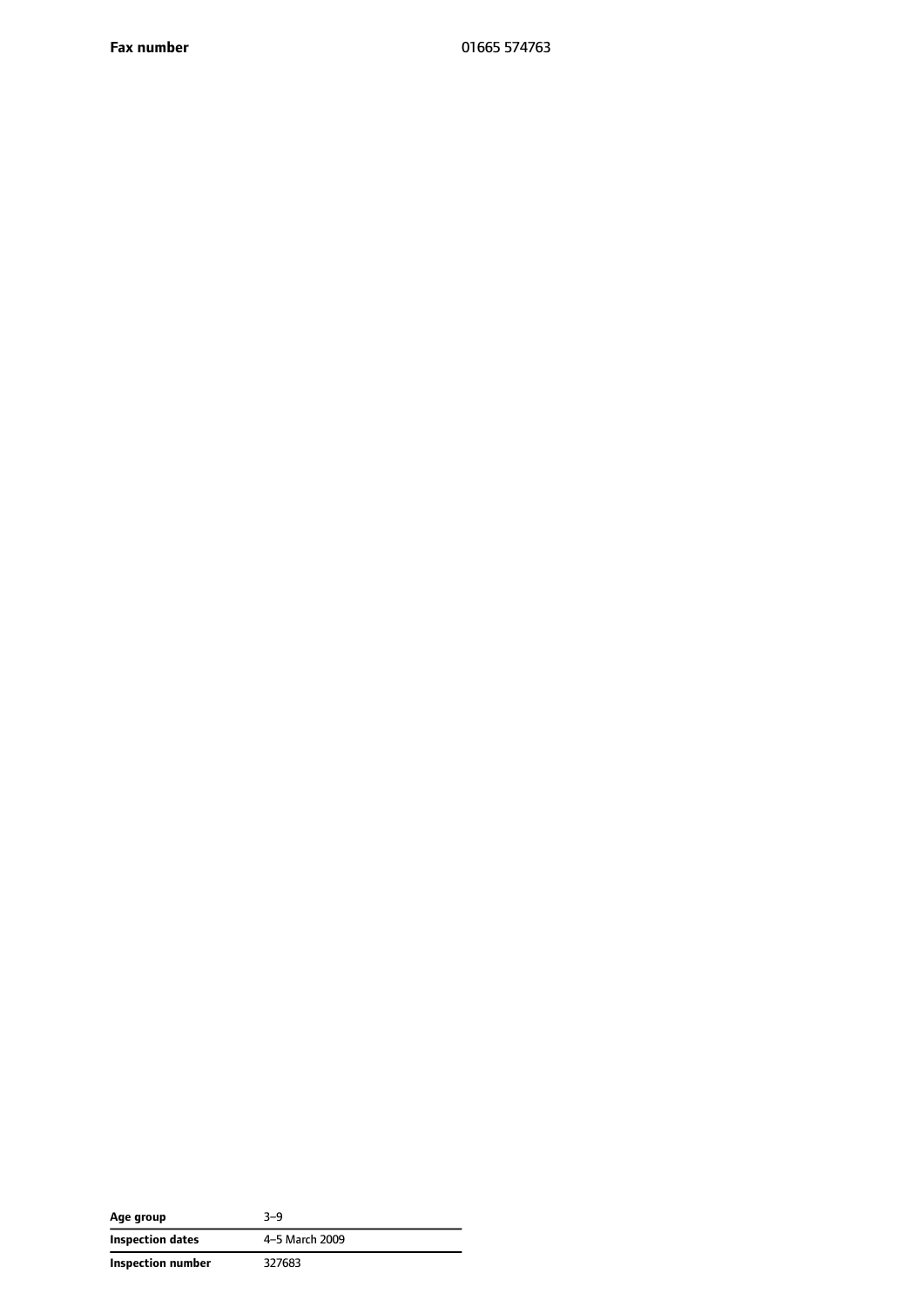| **Fax number** | 01665 574763 |
|---|---|

| **Age group** | 3–9 |
|---|---|
| **Inspection dates** | 4–5 March 2009 |
| **Inspection number** | 327683 |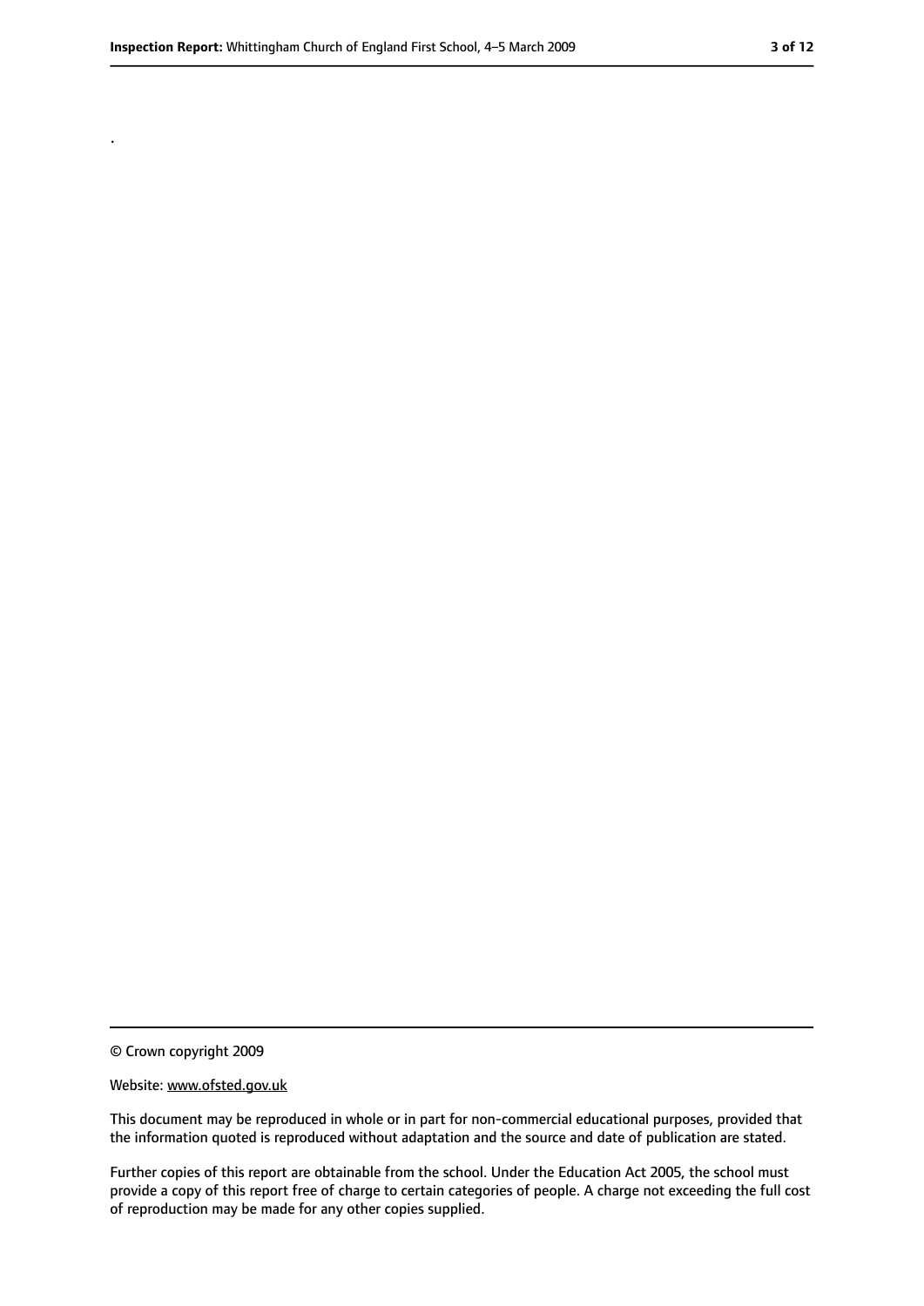.

© Crown copyright 2009

Website: www.ofsted.gov.uk

This document may be reproduced in whole or in part for non-commercial educational purposes, provided that the information quoted is reproduced without adaptation and the source and date of publication are stated.

Further copies of this report are obtainable from the school. Under the Education Act 2005, the school must provide a copy of this report free of charge to certain categories of people. A charge not exceeding the full cost of reproduction may be made for any other copies supplied.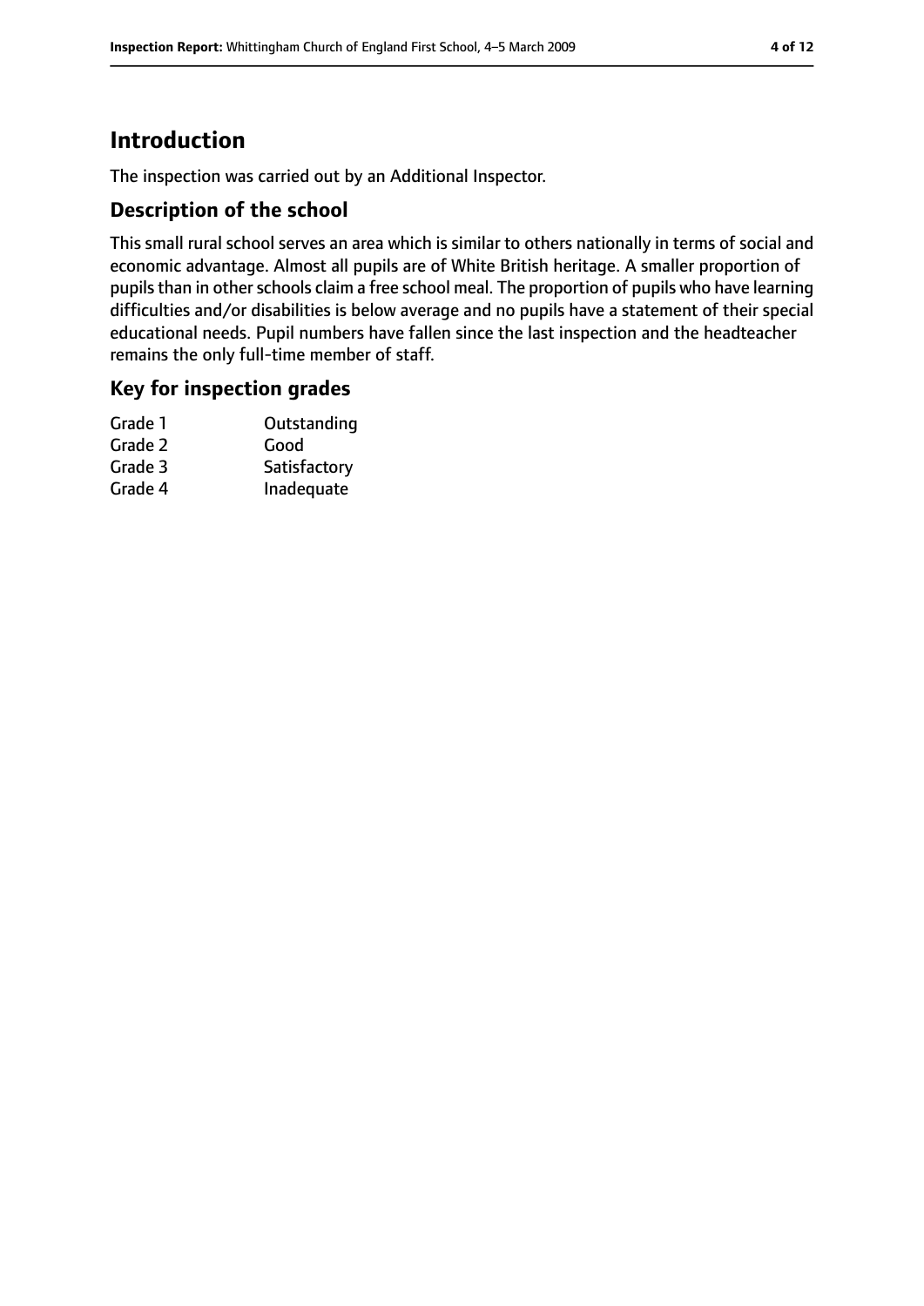# Introduction

The inspection was carried out by an Additional Inspector.

## Description of the school

This small rural school serves an area which is similar to others nationally in terms of social and economic advantage. Almost all pupils are of White British heritage. A smaller proportion of pupils than in other schools claim a free school meal. The proportion of pupils who have learning difficulties and/or disabilities is below average and no pupils have a statement of their special educational needs. Pupil numbers have fallen since the last inspection and the headteacher remains the only full-time member of staff.

## Key for inspection grades

| | |
|---|---|
| Grade 1 | Outstanding |
| Grade 2 | Good |
| Grade 3 | Satisfactory |
| Grade 4 | Inadequate |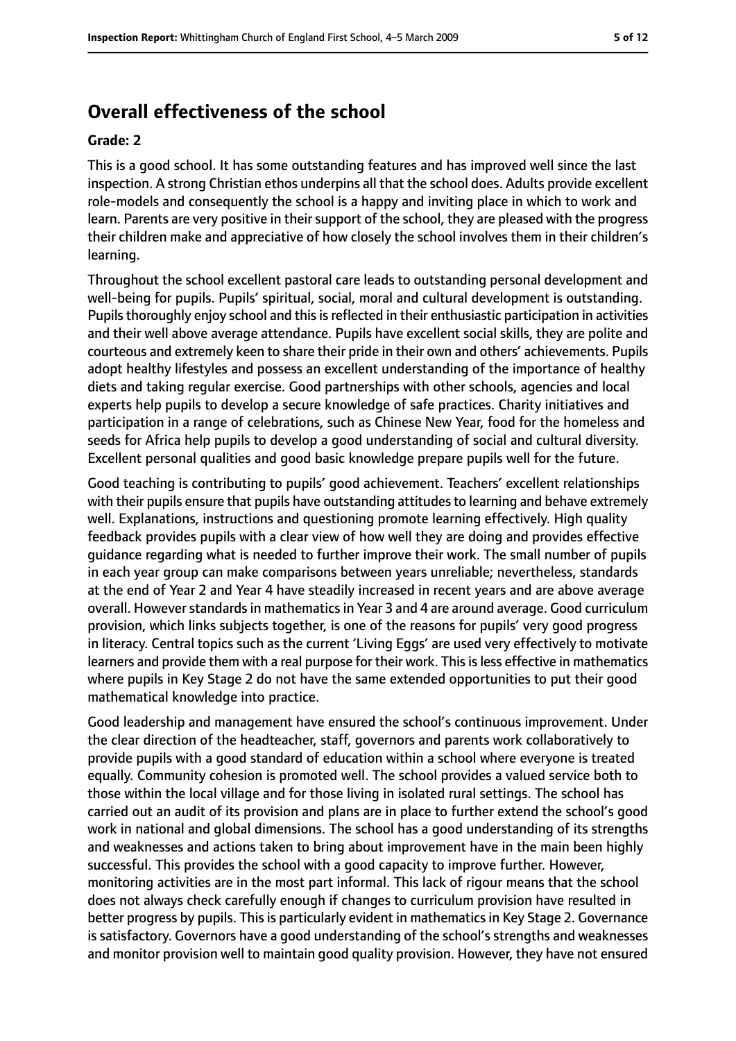## Overall effectiveness of the school

**Grade: 2**

This is a good school. It has some outstanding features and has improved well since the last inspection. A strong Christian ethos underpins all that the school does. Adults provide excellent role-models and consequently the school is a happy and inviting place in which to work and learn. Parents are very positive in their support of the school, they are pleased with the progress their children make and appreciative of how closely the school involves them in their children's learning.

Throughout the school excellent pastoral care leads to outstanding personal development and well-being for pupils. Pupils' spiritual, social, moral and cultural development is outstanding. Pupils thoroughly enjoy school and this is reflected in their enthusiastic participation in activities and their well above average attendance. Pupils have excellent social skills, they are polite and courteous and extremely keen to share their pride in their own and others' achievements. Pupils adopt healthy lifestyles and possess an excellent understanding of the importance of healthy diets and taking regular exercise. Good partnerships with other schools, agencies and local experts help pupils to develop a secure knowledge of safe practices. Charity initiatives and participation in a range of celebrations, such as Chinese New Year, food for the homeless and seeds for Africa help pupils to develop a good understanding of social and cultural diversity. Excellent personal qualities and good basic knowledge prepare pupils well for the future.

Good teaching is contributing to pupils' good achievement. Teachers' excellent relationships with their pupils ensure that pupils have outstanding attitudes to learning and behave extremely well. Explanations, instructions and questioning promote learning effectively. High quality feedback provides pupils with a clear view of how well they are doing and provides effective guidance regarding what is needed to further improve their work. The small number of pupils in each year group can make comparisons between years unreliable; nevertheless, standards at the end of Year 2 and Year 4 have steadily increased in recent years and are above average overall. However standards in mathematics in Year 3 and 4 are around average. Good curriculum provision, which links subjects together, is one of the reasons for pupils' very good progress in literacy. Central topics such as the current 'Living Eggs' are used very effectively to motivate learners and provide them with a real purpose for their work. This is less effective in mathematics where pupils in Key Stage 2 do not have the same extended opportunities to put their good mathematical knowledge into practice.

Good leadership and management have ensured the school's continuous improvement. Under the clear direction of the headteacher, staff, governors and parents work collaboratively to provide pupils with a good standard of education within a school where everyone is treated equally. Community cohesion is promoted well. The school provides a valued service both to those within the local village and for those living in isolated rural settings. The school has carried out an audit of its provision and plans are in place to further extend the school's good work in national and global dimensions. The school has a good understanding of its strengths and weaknesses and actions taken to bring about improvement have in the main been highly successful. This provides the school with a good capacity to improve further. However, monitoring activities are in the most part informal. This lack of rigour means that the school does not always check carefully enough if changes to curriculum provision have resulted in better progress by pupils. This is particularly evident in mathematics in Key Stage 2. Governance is satisfactory. Governors have a good understanding of the school's strengths and weaknesses and monitor provision well to maintain good quality provision. However, they have not ensured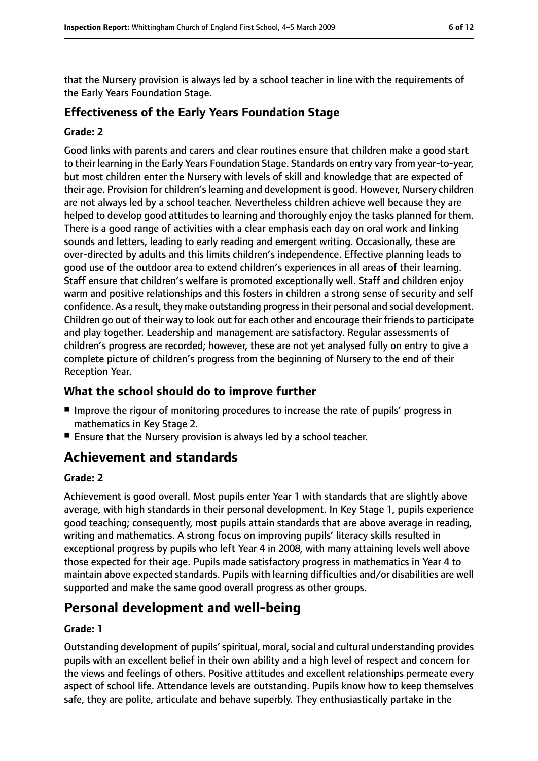that the Nursery provision is always led by a school teacher in line with the requirements of the Early Years Foundation Stage.

### Effectiveness of the Early Years Foundation Stage

#### Grade: 2

Good links with parents and carers and clear routines ensure that children make a good start to their learning in the Early Years Foundation Stage. Standards on entry vary from year-to-year, but most children enter the Nursery with levels of skill and knowledge that are expected of their age. Provision for children's learning and development is good. However, Nursery children are not always led by a school teacher. Nevertheless children achieve well because they are helped to develop good attitudes to learning and thoroughly enjoy the tasks planned for them. There is a good range of activities with a clear emphasis each day on oral work and linking sounds and letters, leading to early reading and emergent writing. Occasionally, these are over-directed by adults and this limits children's independence. Effective planning leads to good use of the outdoor area to extend children's experiences in all areas of their learning. Staff ensure that children's welfare is promoted exceptionally well. Staff and children enjoy warm and positive relationships and this fosters in children a strong sense of security and self confidence. As a result, they make outstanding progress in their personal and social development. Children go out of their way to look out for each other and encourage their friends to participate and play together. Leadership and management are satisfactory. Regular assessments of children's progress are recorded; however, these are not yet analysed fully on entry to give a complete picture of children's progress from the beginning of Nursery to the end of their Reception Year.

### What the school should do to improve further

- Improve the rigour of monitoring procedures to increase the rate of pupils' progress in mathematics in Key Stage 2.
- Ensure that the Nursery provision is always led by a school teacher.

## Achievement and standards

#### Grade: 2

Achievement is good overall. Most pupils enter Year 1 with standards that are slightly above average, with high standards in their personal development. In Key Stage 1, pupils experience good teaching; consequently, most pupils attain standards that are above average in reading, writing and mathematics. A strong focus on improving pupils' literacy skills resulted in exceptional progress by pupils who left Year 4 in 2008, with many attaining levels well above those expected for their age. Pupils made satisfactory progress in mathematics in Year 4 to maintain above expected standards. Pupils with learning difficulties and/or disabilities are well supported and make the same good overall progress as other groups.

## Personal development and well-being

#### Grade: 1

Outstanding development of pupils' spiritual, moral, social and cultural understanding provides pupils with an excellent belief in their own ability and a high level of respect and concern for the views and feelings of others. Positive attitudes and excellent relationships permeate every aspect of school life. Attendance levels are outstanding. Pupils know how to keep themselves safe, they are polite, articulate and behave superbly. They enthusiastically partake in the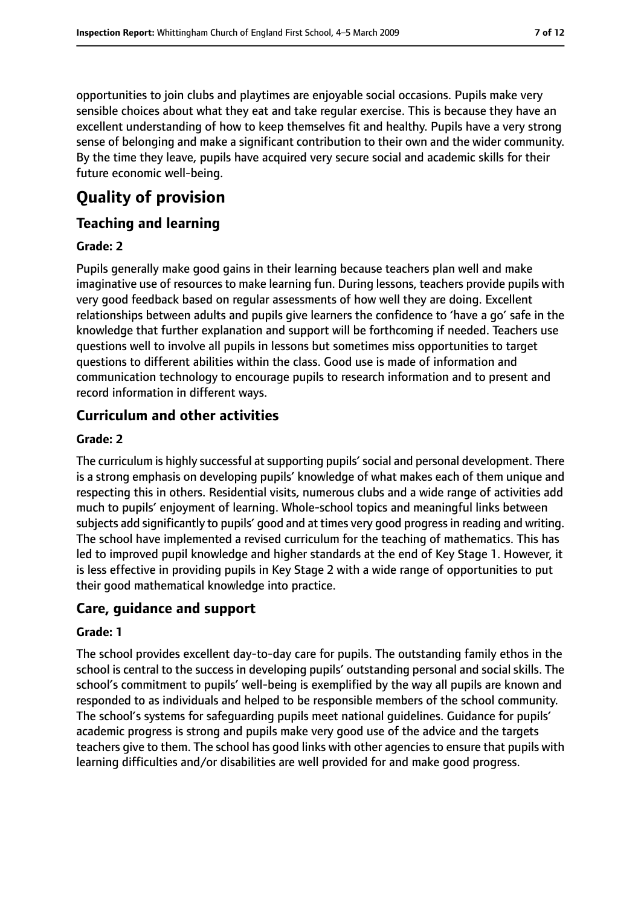opportunities to join clubs and playtimes are enjoyable social occasions. Pupils make very sensible choices about what they eat and take regular exercise. This is because they have an excellent understanding of how to keep themselves fit and healthy. Pupils have a very strong sense of belonging and make a significant contribution to their own and the wider community. By the time they leave, pupils have acquired very secure social and academic skills for their future economic well-being.

# Quality of provision

## Teaching and learning

### Grade: 2

Pupils generally make good gains in their learning because teachers plan well and make imaginative use of resources to make learning fun. During lessons, teachers provide pupils with very good feedback based on regular assessments of how well they are doing. Excellent relationships between adults and pupils give learners the confidence to 'have a go' safe in the knowledge that further explanation and support will be forthcoming if needed. Teachers use questions well to involve all pupils in lessons but sometimes miss opportunities to target questions to different abilities within the class. Good use is made of information and communication technology to encourage pupils to research information and to present and record information in different ways.

## Curriculum and other activities

### Grade: 2

The curriculum is highly successful at supporting pupils' social and personal development. There is a strong emphasis on developing pupils' knowledge of what makes each of them unique and respecting this in others. Residential visits, numerous clubs and a wide range of activities add much to pupils' enjoyment of learning. Whole-school topics and meaningful links between subjects add significantly to pupils' good and at times very good progress in reading and writing. The school have implemented a revised curriculum for the teaching of mathematics. This has led to improved pupil knowledge and higher standards at the end of Key Stage 1. However, it is less effective in providing pupils in Key Stage 2 with a wide range of opportunities to put their good mathematical knowledge into practice.

## Care, guidance and support

### Grade: 1

The school provides excellent day-to-day care for pupils. The outstanding family ethos in the school is central to the success in developing pupils' outstanding personal and social skills. The school's commitment to pupils' well-being is exemplified by the way all pupils are known and responded to as individuals and helped to be responsible members of the school community. The school's systems for safeguarding pupils meet national guidelines. Guidance for pupils' academic progress is strong and pupils make very good use of the advice and the targets teachers give to them. The school has good links with other agencies to ensure that pupils with learning difficulties and/or disabilities are well provided for and make good progress.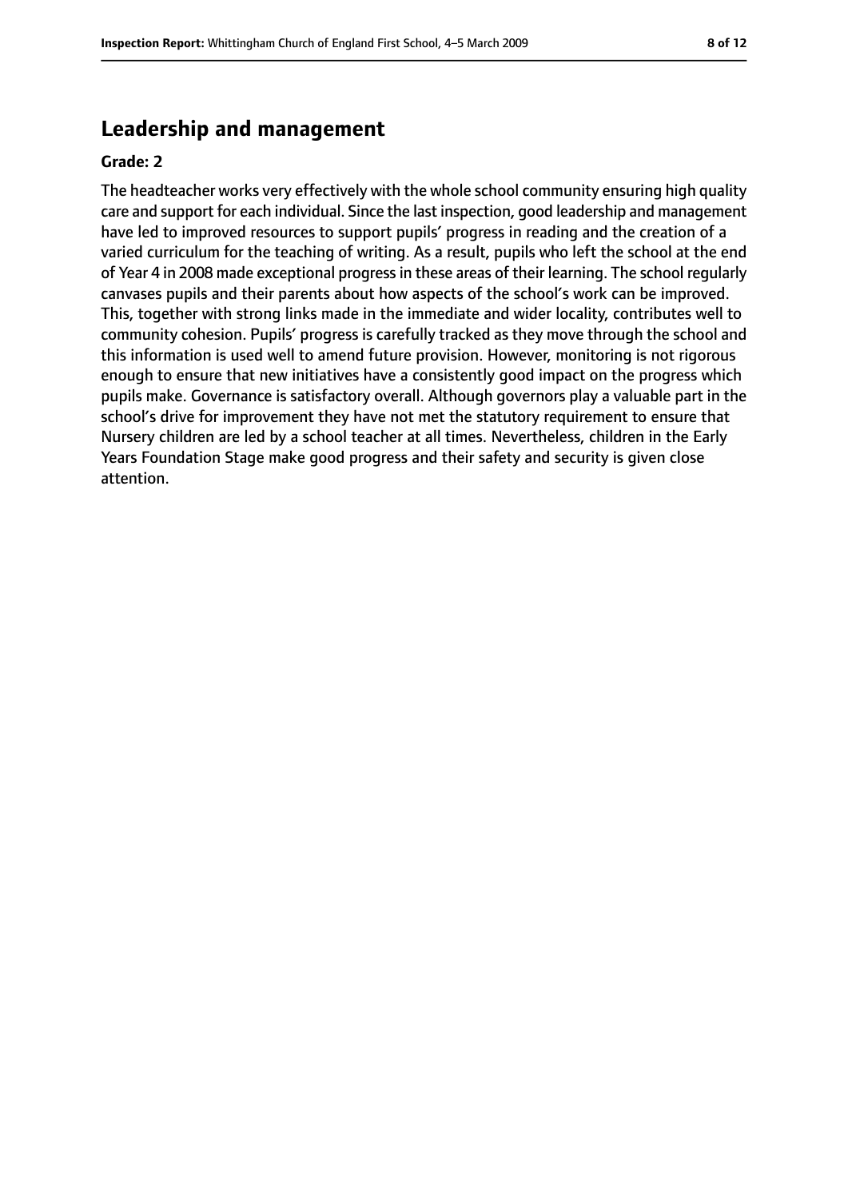## Leadership and management

**Grade: 2**

The headteacher works very effectively with the whole school community ensuring high quality care and support for each individual. Since the last inspection, good leadership and management have led to improved resources to support pupils' progress in reading and the creation of a varied curriculum for the teaching of writing. As a result, pupils who left the school at the end of Year 4 in 2008 made exceptional progress in these areas of their learning. The school regularly canvases pupils and their parents about how aspects of the school's work can be improved. This, together with strong links made in the immediate and wider locality, contributes well to community cohesion. Pupils' progress is carefully tracked as they move through the school and this information is used well to amend future provision. However, monitoring is not rigorous enough to ensure that new initiatives have a consistently good impact on the progress which pupils make. Governance is satisfactory overall. Although governors play a valuable part in the school's drive for improvement they have not met the statutory requirement to ensure that Nursery children are led by a school teacher at all times. Nevertheless, children in the Early Years Foundation Stage make good progress and their safety and security is given close attention.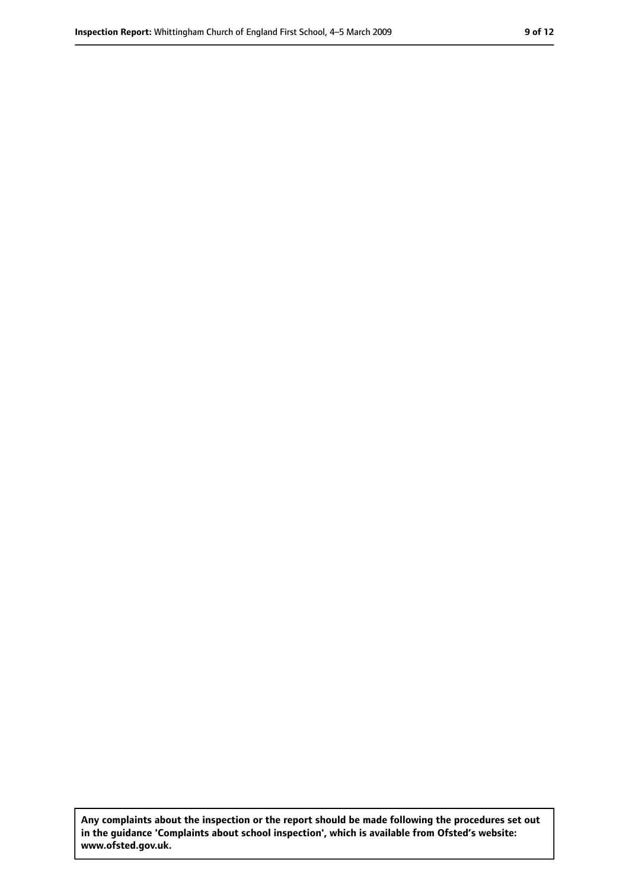**Any complaints about the inspection or the report should be made following the procedures set out in the guidance 'Complaints about school inspection', which is available from Ofsted's website: www.ofsted.gov.uk.**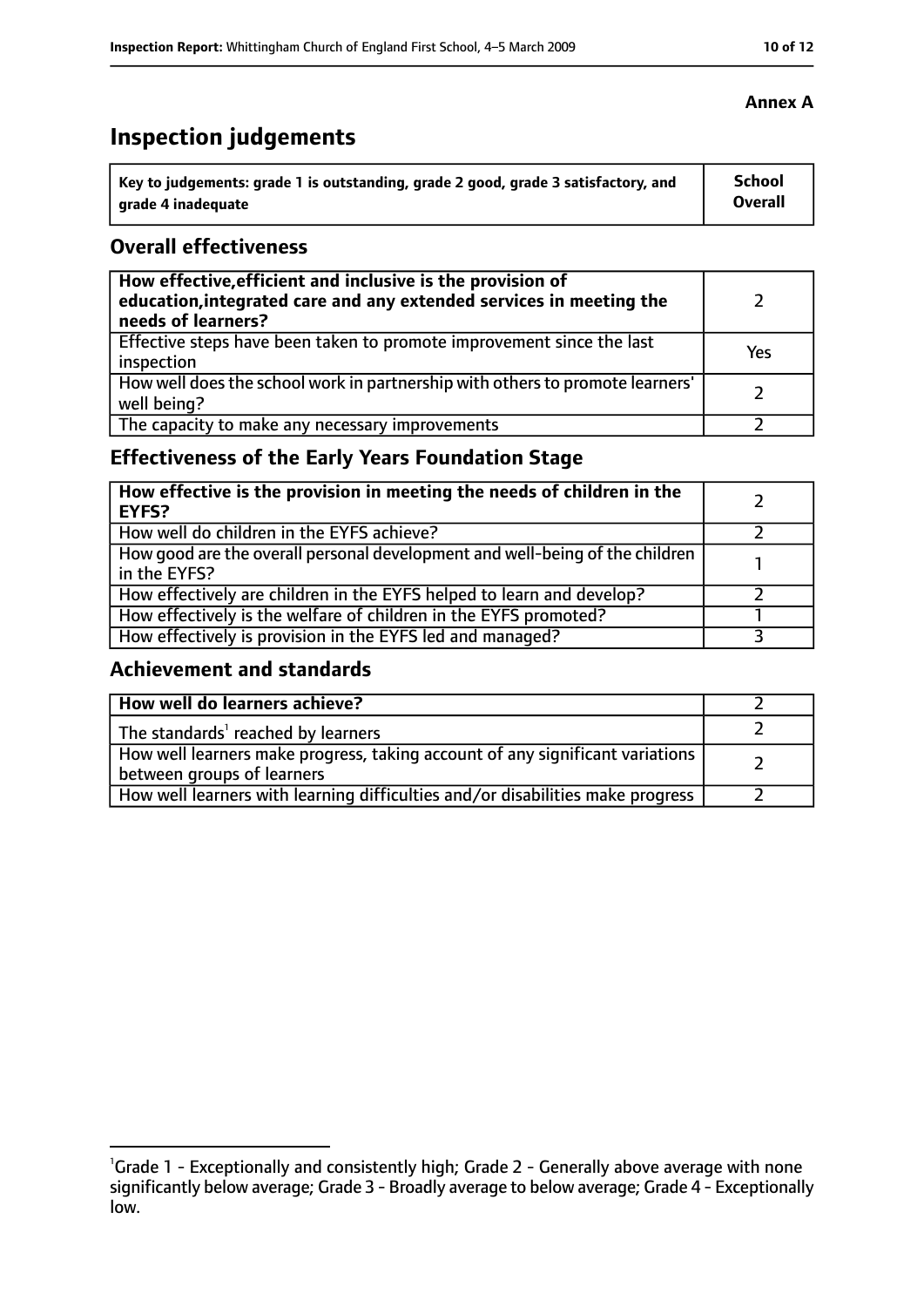**Annex A**

# Inspection judgements

| Key to judgements: grade 1 is outstanding, grade 2 good, grade 3 satisfactory, and grade 4 inadequate | School Overall |
|---|---|

## Overall effectiveness

| | |
|---|---|
| **How effective, efficient and inclusive is the provision of education, integrated care and any extended services in meeting the needs of learners?** | 2 |
| Effective steps have been taken to promote improvement since the last inspection | Yes |
| How well does the school work in partnership with others to promote learners' well being? | 2 |
| The capacity to make any necessary improvements | 2 |

## Effectiveness of the Early Years Foundation Stage

| | |
|---|---|
| **How effective is the provision in meeting the needs of children in the EYFS?** | 2 |
| How well do children in the EYFS achieve? | 2 |
| How good are the overall personal development and well-being of the children in the EYFS? | 1 |
| How effectively are children in the EYFS helped to learn and develop? | 2 |
| How effectively is the welfare of children in the EYFS promoted? | 1 |
| How effectively is provision in the EYFS led and managed? | 3 |

## Achievement and standards

| | |
|---|---|
| **How well do learners achieve?** | 2 |
| The standards[1] reached by learners | 2 |
| How well learners make progress, taking account of any significant variations between groups of learners | 2 |
| How well learners with learning difficulties and/or disabilities make progress | 2 |

[1]Grade 1 - Exceptionally and consistently high; Grade 2 - Generally above average with none significantly below average; Grade 3 - Broadly average to below average; Grade 4 - Exceptionally low.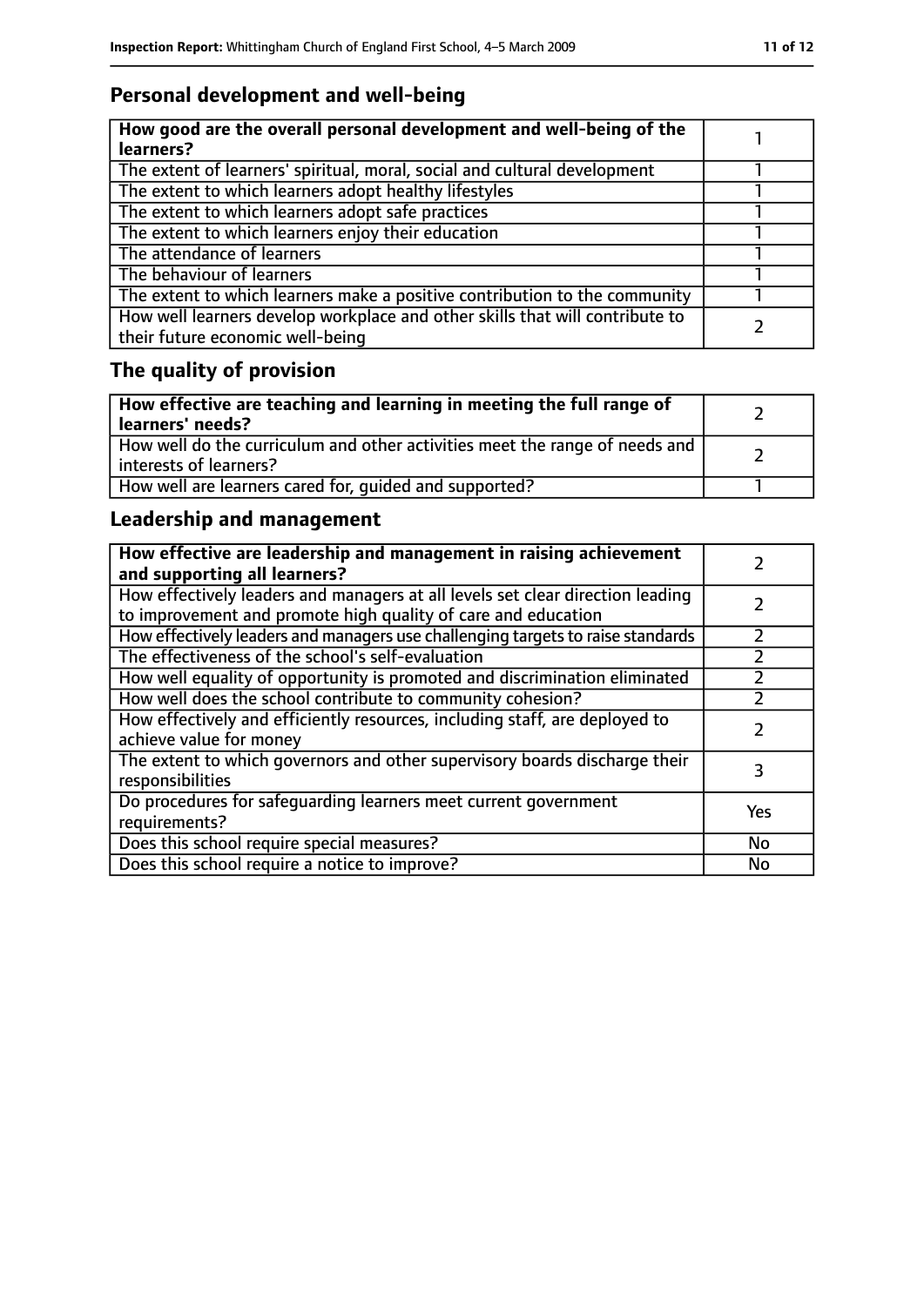## Personal development and well-being

| **How good are the overall personal development and well-being of the learners?** | 1 |
|---|---|
| The extent of learners' spiritual, moral, social and cultural development | 1 |
| The extent to which learners adopt healthy lifestyles | 1 |
| The extent to which learners adopt safe practices | 1 |
| The extent to which learners enjoy their education | 1 |
| The attendance of learners | 1 |
| The behaviour of learners | 1 |
| The extent to which learners make a positive contribution to the community | 1 |
| How well learners develop workplace and other skills that will contribute to their future economic well-being | 2 |

## The quality of provision

| **How effective are teaching and learning in meeting the full range of learners' needs?** | 2 |
|---|---|
| How well do the curriculum and other activities meet the range of needs and interests of learners? | 2 |
| How well are learners cared for, guided and supported? | 1 |

## Leadership and management

| **How effective are leadership and management in raising achievement and supporting all learners?** | 2 |
|---|---|
| How effectively leaders and managers at all levels set clear direction leading to improvement and promote high quality of care and education | 2 |
| How effectively leaders and managers use challenging targets to raise standards | 2 |
| The effectiveness of the school's self-evaluation | 2 |
| How well equality of opportunity is promoted and discrimination eliminated | 2 |
| How well does the school contribute to community cohesion? | 2 |
| How effectively and efficiently resources, including staff, are deployed to achieve value for money | 2 |
| The extent to which governors and other supervisory boards discharge their responsibilities | 3 |
| Do procedures for safeguarding learners meet current government requirements? | Yes |
| Does this school require special measures? | No |
| Does this school require a notice to improve? | No |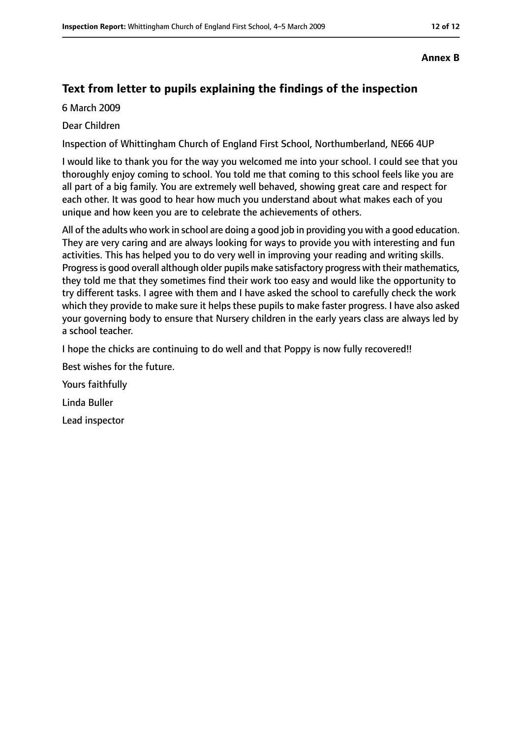**Annex B**

## Text from letter to pupils explaining the findings of the inspection

6 March 2009

Dear Children

Inspection of Whittingham Church of England First School, Northumberland, NE66 4UP

I would like to thank you for the way you welcomed me into your school. I could see that you thoroughly enjoy coming to school. You told me that coming to this school feels like you are all part of a big family. You are extremely well behaved, showing great care and respect for each other. It was good to hear how much you understand about what makes each of you unique and how keen you are to celebrate the achievements of others.

All of the adults who work in school are doing a good job in providing you with a good education. They are very caring and are always looking for ways to provide you with interesting and fun activities. This has helped you to do very well in improving your reading and writing skills. Progress is good overall although older pupils make satisfactory progress with their mathematics, they told me that they sometimes find their work too easy and would like the opportunity to try different tasks. I agree with them and I have asked the school to carefully check the work which they provide to make sure it helps these pupils to make faster progress. I have also asked your governing body to ensure that Nursery children in the early years class are always led by a school teacher.

I hope the chicks are continuing to do well and that Poppy is now fully recovered!!

Best wishes for the future.

Yours faithfully

Linda Buller

Lead inspector